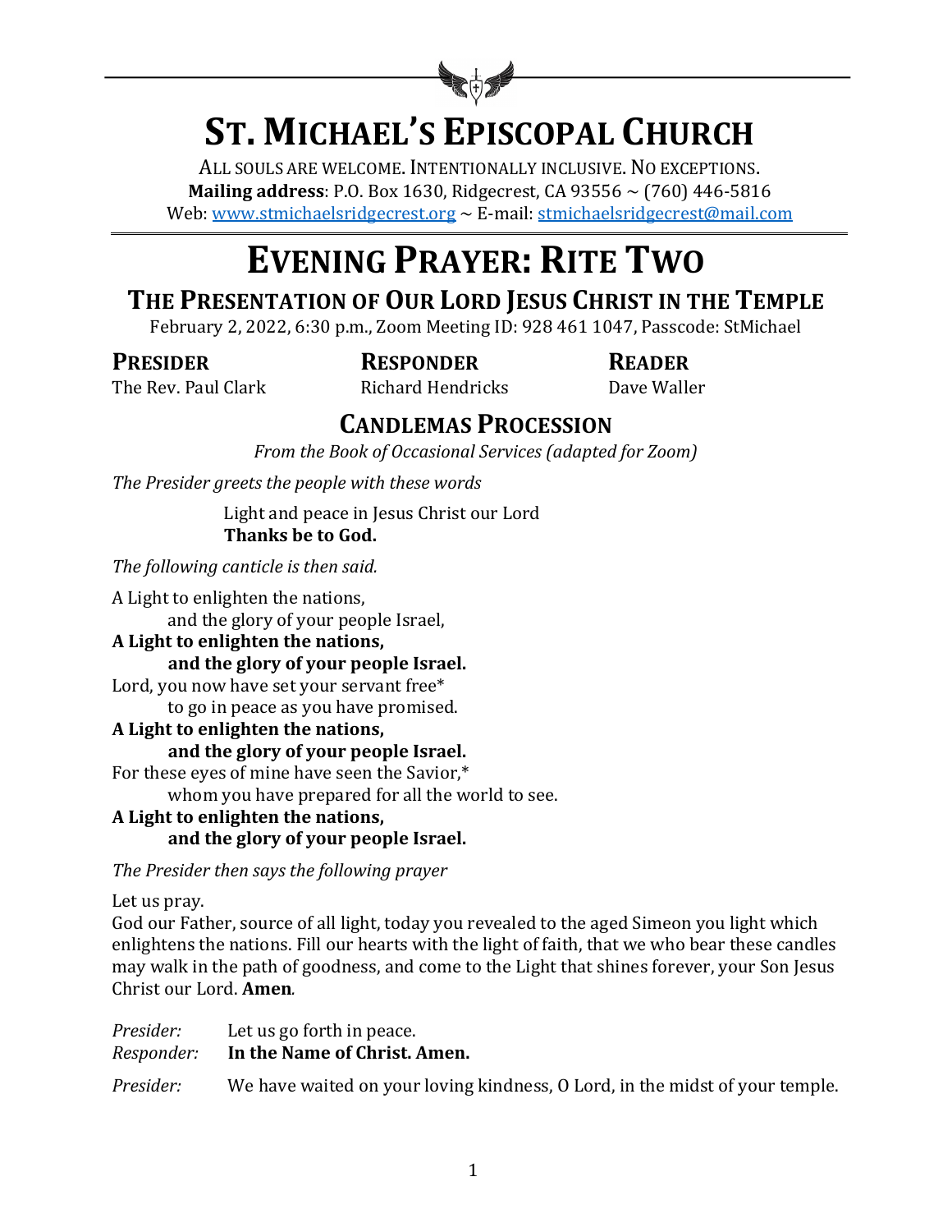# ST. MICHAEL'S EPISCOPAL CHURCH

ALL SOULS ARE WELCOME. INTENTIONALLY INCLUSIVE. NO EXCEPTIONS.
**Mailing address**: P.O. Box 1630, Ridgecrest, CA 93556 ~ (760) 446-5816
Web: www.stmichaelsridgecrest.org ~ E-mail: stmichaelsridgecrest@mail.com

# EVENING PRAYER: RITE TWO

## THE PRESENTATION OF OUR LORD JESUS CHRIST IN THE TEMPLE

February 2, 2022, 6:30 p.m., Zoom Meeting ID: 928 461 1047, Passcode: StMichael

| PRESIDER | RESPONDER | READER |
|---|---|---|
| The Rev. Paul Clark | Richard Hendricks | Dave Waller |

## CANDLEMAS PROCESSION

*From the Book of Occasional Services (adapted for Zoom)*

*The Presider greets the people with these words*

Light and peace in Jesus Christ our Lord
**Thanks be to God.**

*The following canticle is then said.*

A Light to enlighten the nations,
and the glory of your people Israel,
**A Light to enlighten the nations,**
**and the glory of your people Israel.**
Lord, you now have set your servant free*
to go in peace as you have promised.
**A Light to enlighten the nations,**
**and the glory of your people Israel.**
For these eyes of mine have seen the Savior,*
whom you have prepared for all the world to see.
**A Light to enlighten the nations,**
**and the glory of your people Israel.**

*The Presider then says the following prayer*

Let us pray.
God our Father, source of all light, today you revealed to the aged Simeon you light which enlightens the nations. Fill our hearts with the light of faith, that we who bear these candles may walk in the path of goodness, and come to the Light that shines forever, your Son Jesus Christ our Lord. **Amen**.

*Presider:* Let us go forth in peace.
*Responder:* **In the Name of Christ. Amen.**

*Presider:* We have waited on your loving kindness, O Lord, in the midst of your temple.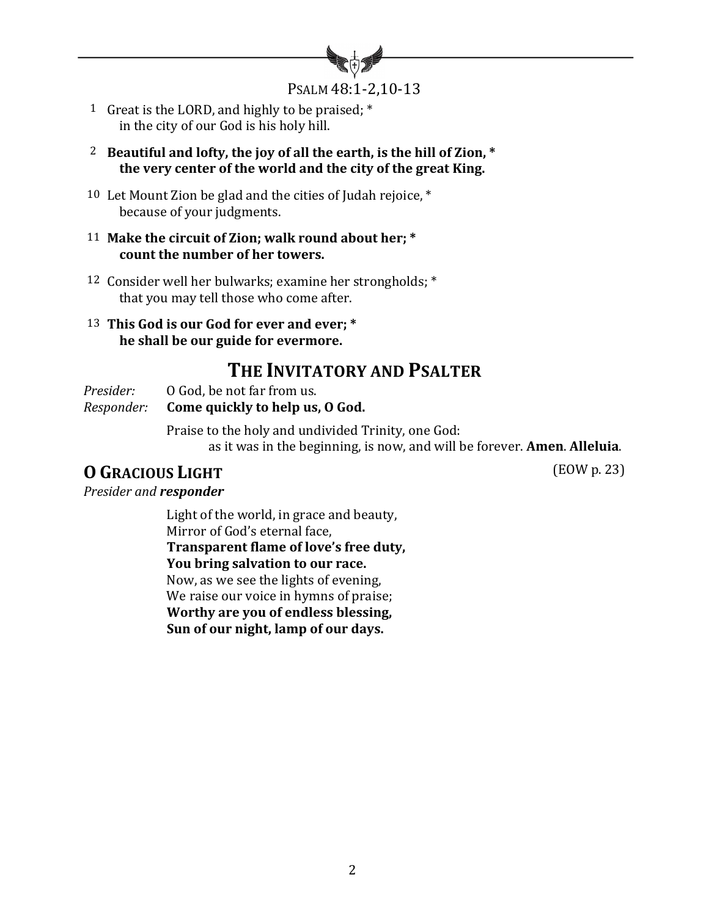## Psalm 48:1-2,10-13

1 Great is the LORD, and highly to be praised; *
in the city of our God is his holy hill.

**2 Beautiful and lofty, the joy of all the earth, is the hill of Zion, ***
**the very center of the world and the city of the great King.**

10 Let Mount Zion be glad and the cities of Judah rejoice, *
because of your judgments.

**11 Make the circuit of Zion; walk round about her; ***
**count the number of her towers.**

12 Consider well her bulwarks; examine her strongholds; *
that you may tell those who come after.

**13 This God is our God for ever and ever; ***
**he shall be our guide for evermore.**

# The Invitatory and Psalter

*Presider:* O God, be not far from us.
*Responder:* **Come quickly to help us, O God.**

Praise to the holy and undivided Trinity, one God:
as it was in the beginning, is now, and will be forever. **Amen**. **Alleluia**.

## O Gracious Light

(EOW p. 23)

*Presider and **responder***

Light of the world, in grace and beauty,
Mirror of God's eternal face,
**Transparent flame of love's free duty,**
**You bring salvation to our race.**
Now, as we see the lights of evening,
We raise our voice in hymns of praise;
**Worthy are you of endless blessing,**
**Sun of our night, lamp of our days.**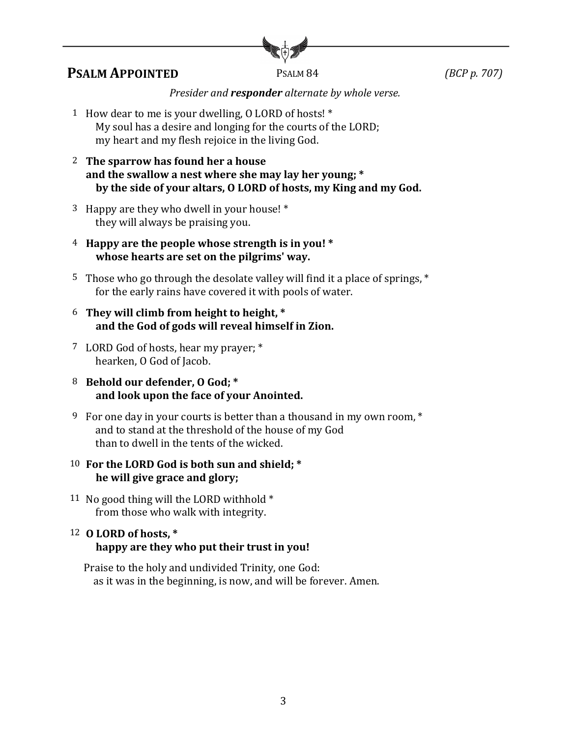## **PSALM APPOINTED** Psalm 84 *(BCP p. 707)*

*Presider and **responder** alternate by whole verse.*

1 How dear to me is your dwelling, O LORD of hosts! *
My soul has a desire and longing for the courts of the LORD;
my heart and my flesh rejoice in the living God.

**2 The sparrow has found her a house
and the swallow a nest where she may lay her young; *
by the side of your altars, O LORD of hosts, my King and my God.**

3 Happy are they who dwell in your house! *
they will always be praising you.

**4 Happy are the people whose strength is in you! *
whose hearts are set on the pilgrims' way.**

5 Those who go through the desolate valley will find it a place of springs, *
for the early rains have covered it with pools of water.

**6 They will climb from height to height, *
and the God of gods will reveal himself in Zion.**

7 LORD God of hosts, hear my prayer; *
hearken, O God of Jacob.

**8 Behold our defender, O God; *
and look upon the face of your Anointed.**

9 For one day in your courts is better than a thousand in my own room, *
and to stand at the threshold of the house of my God
than to dwell in the tents of the wicked.

**10 For the LORD God is both sun and shield; *
he will give grace and glory;**

11 No good thing will the LORD withhold *
from those who walk with integrity.

**12 O LORD of hosts, *
happy are they who put their trust in you!**

Praise to the holy and undivided Trinity, one God:
as it was in the beginning, is now, and will be forever. Amen.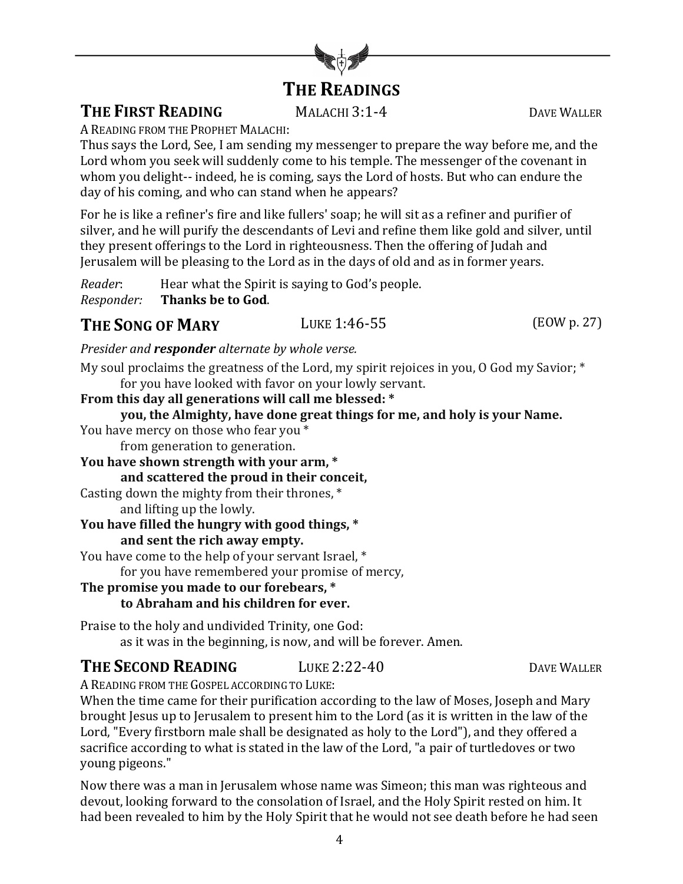# THE READINGS

## THE FIRST READING MALACHI 3:1-4 DAVE WALLER

A READING FROM THE PROPHET MALACHI:

Thus says the Lord, See, I am sending my messenger to prepare the way before me, and the Lord whom you seek will suddenly come to his temple. The messenger of the covenant in whom you delight-- indeed, he is coming, says the Lord of hosts. But who can endure the day of his coming, and who can stand when he appears?

For he is like a refiner's fire and like fullers' soap; he will sit as a refiner and purifier of silver, and he will purify the descendants of Levi and refine them like gold and silver, until they present offerings to the Lord in righteousness. Then the offering of Judah and Jerusalem will be pleasing to the Lord as in the days of old and as in former years.

*Reader*: Hear what the Spirit is saying to God's people.
*Responder:* **Thanks be to God**.

## THE SONG OF MARY LUKE 1:46-55 (EOW p. 27)

*Presider and* ***responder*** *alternate by whole verse.*

My soul proclaims the greatness of the Lord, my spirit rejoices in you, O God my Savior; *
for you have looked with favor on your lowly servant.
**From this day all generations will call me blessed: ***
**you, the Almighty, have done great things for me, and holy is your Name.**
You have mercy on those who fear you *
from generation to generation.
**You have shown strength with your arm, ***
**and scattered the proud in their conceit,**
Casting down the mighty from their thrones, *
and lifting up the lowly.
**You have filled the hungry with good things, ***
**and sent the rich away empty.**
You have come to the help of your servant Israel, *
for you have remembered your promise of mercy,
**The promise you made to our forebears, ***
**to Abraham and his children for ever.**

Praise to the holy and undivided Trinity, one God:
as it was in the beginning, is now, and will be forever. Amen.

## THE SECOND READING LUKE 2:22-40 DAVE WALLER

A READING FROM THE GOSPEL ACCORDING TO LUKE:

When the time came for their purification according to the law of Moses, Joseph and Mary brought Jesus up to Jerusalem to present him to the Lord (as it is written in the law of the Lord, "Every firstborn male shall be designated as holy to the Lord"), and they offered a sacrifice according to what is stated in the law of the Lord, "a pair of turtledoves or two young pigeons."

Now there was a man in Jerusalem whose name was Simeon; this man was righteous and devout, looking forward to the consolation of Israel, and the Holy Spirit rested on him. It had been revealed to him by the Holy Spirit that he would not see death before he had seen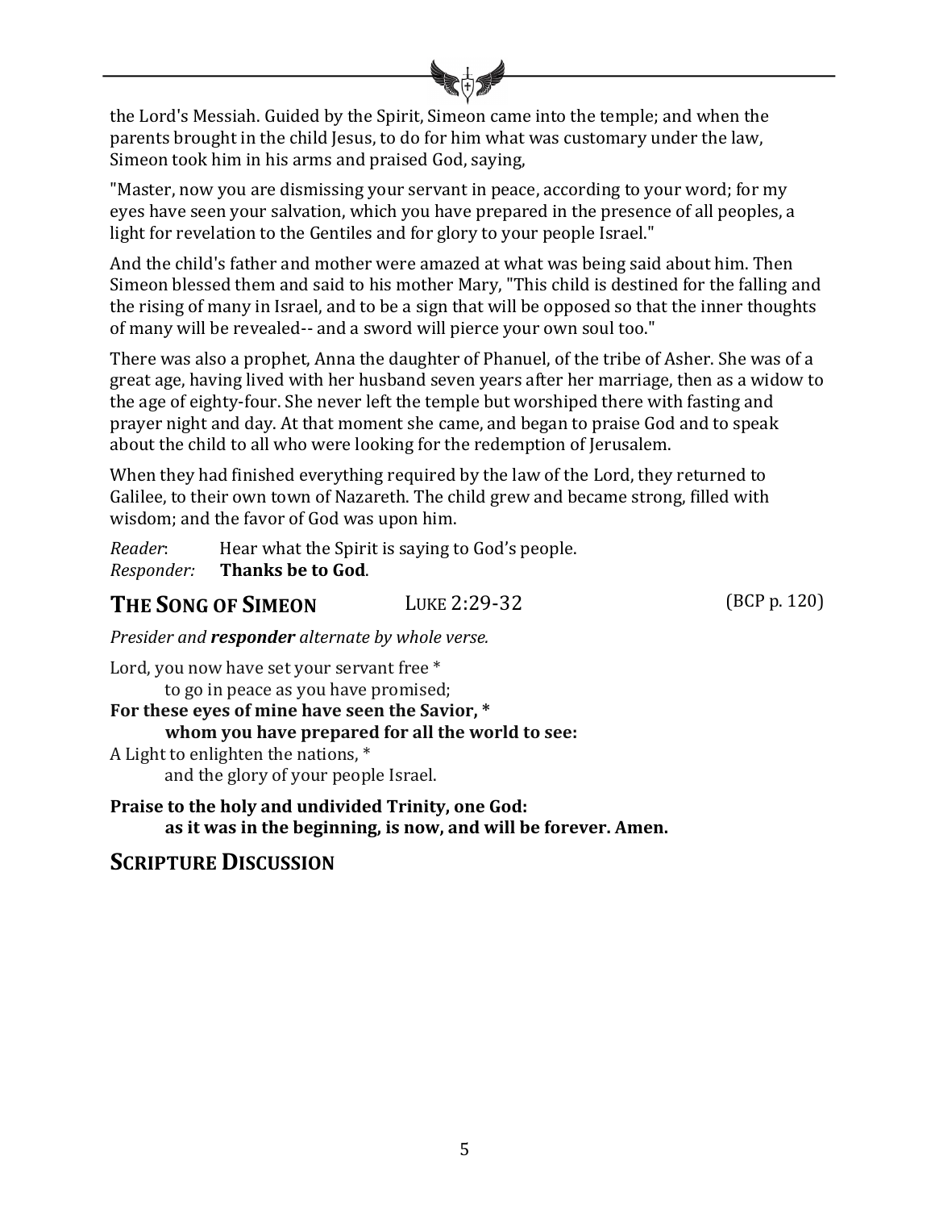the Lord's Messiah. Guided by the Spirit, Simeon came into the temple; and when the parents brought in the child Jesus, to do for him what was customary under the law, Simeon took him in his arms and praised God, saying,

"Master, now you are dismissing your servant in peace, according to your word; for my eyes have seen your salvation, which you have prepared in the presence of all peoples, a light for revelation to the Gentiles and for glory to your people Israel."

And the child's father and mother were amazed at what was being said about him. Then Simeon blessed them and said to his mother Mary, "This child is destined for the falling and the rising of many in Israel, and to be a sign that will be opposed so that the inner thoughts of many will be revealed-- and a sword will pierce your own soul too."

There was also a prophet, Anna the daughter of Phanuel, of the tribe of Asher. She was of a great age, having lived with her husband seven years after her marriage, then as a widow to the age of eighty-four. She never left the temple but worshiped there with fasting and prayer night and day. At that moment she came, and began to praise God and to speak about the child to all who were looking for the redemption of Jerusalem.

When they had finished everything required by the law of the Lord, they returned to Galilee, to their own town of Nazareth. The child grew and became strong, filled with wisdom; and the favor of God was upon him.

*Reader*: Hear what the Spirit is saying to God's people.
*Responder:* **Thanks be to God**.

## THE SONG OF SIMEON — LUKE 2:29-32 (BCP p. 120)

*Presider and **responder** alternate by whole verse.*

Lord, you now have set your servant free *
  to go in peace as you have promised;
**For these eyes of mine have seen the Savior, ***
  **whom you have prepared for all the world to see:**
A Light to enlighten the nations, *
  and the glory of your people Israel.

**Praise to the holy and undivided Trinity, one God:**
  **as it was in the beginning, is now, and will be forever. Amen.**

## SCRIPTURE DISCUSSION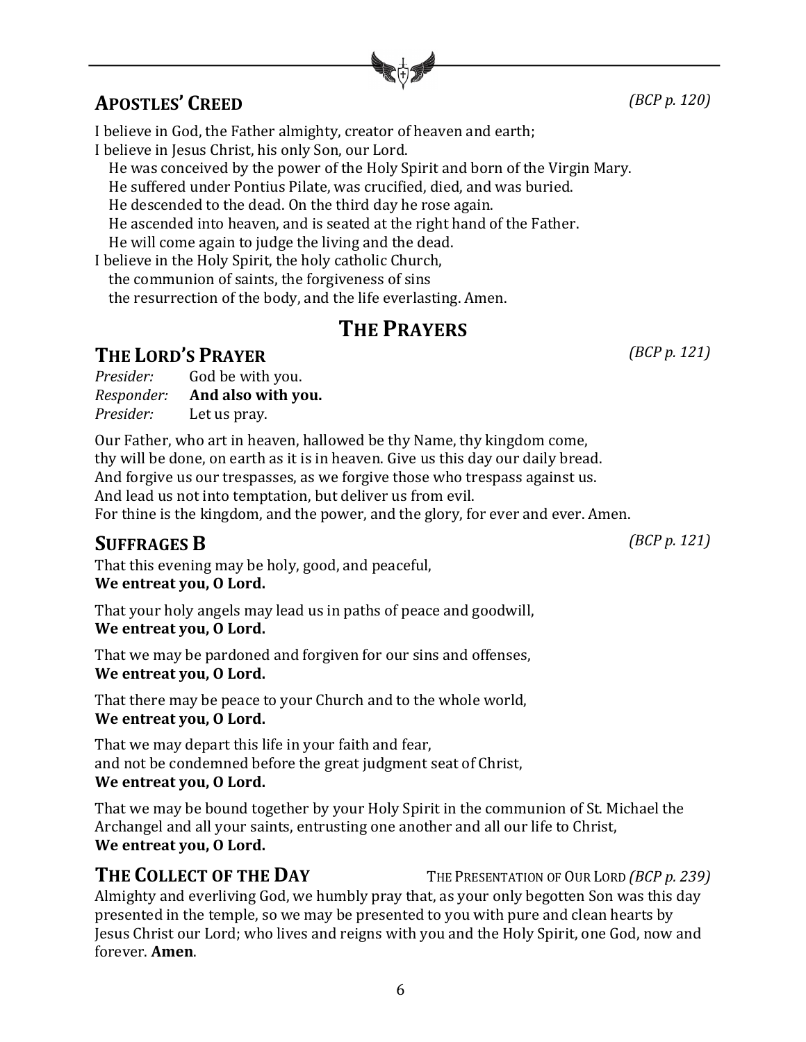## Apostles' Creed

*(BCP p. 120)*

I believe in God, the Father almighty, creator of heaven and earth;
I believe in Jesus Christ, his only Son, our Lord.
He was conceived by the power of the Holy Spirit and born of the Virgin Mary.
He suffered under Pontius Pilate, was crucified, died, and was buried.
He descended to the dead. On the third day he rose again.
He ascended into heaven, and is seated at the right hand of the Father.
He will come again to judge the living and the dead.
I believe in the Holy Spirit, the holy catholic Church,
the communion of saints, the forgiveness of sins
the resurrection of the body, and the life everlasting. Amen.

# The Prayers

## The Lord's Prayer

*(BCP p. 121)*

*Presider:* God be with you.
*Responder:* **And also with you.**
*Presider:* Let us pray.

Our Father, who art in heaven, hallowed be thy Name, thy kingdom come,
thy will be done, on earth as it is in heaven. Give us this day our daily bread.
And forgive us our trespasses, as we forgive those who trespass against us.
And lead us not into temptation, but deliver us from evil.
For thine is the kingdom, and the power, and the glory, for ever and ever. Amen.

## Suffrages B

*(BCP p. 121)*

That this evening may be holy, good, and peaceful,
**We entreat you, O Lord.**

That your holy angels may lead us in paths of peace and goodwill,
**We entreat you, O Lord.**

That we may be pardoned and forgiven for our sins and offenses,
**We entreat you, O Lord.**

That there may be peace to your Church and to the whole world,
**We entreat you, O Lord.**

That we may depart this life in your faith and fear,
and not be condemned before the great judgment seat of Christ,
**We entreat you, O Lord.**

That we may be bound together by your Holy Spirit in the communion of St. Michael the Archangel and all your saints, entrusting one another and all our life to Christ,
**We entreat you, O Lord.**

## The Collect of the Day

The Presentation of Our Lord *(BCP p. 239)*

Almighty and everliving God, we humbly pray that, as your only begotten Son was this day presented in the temple, so we may be presented to you with pure and clean hearts by Jesus Christ our Lord; who lives and reigns with you and the Holy Spirit, one God, now and forever. **Amen**.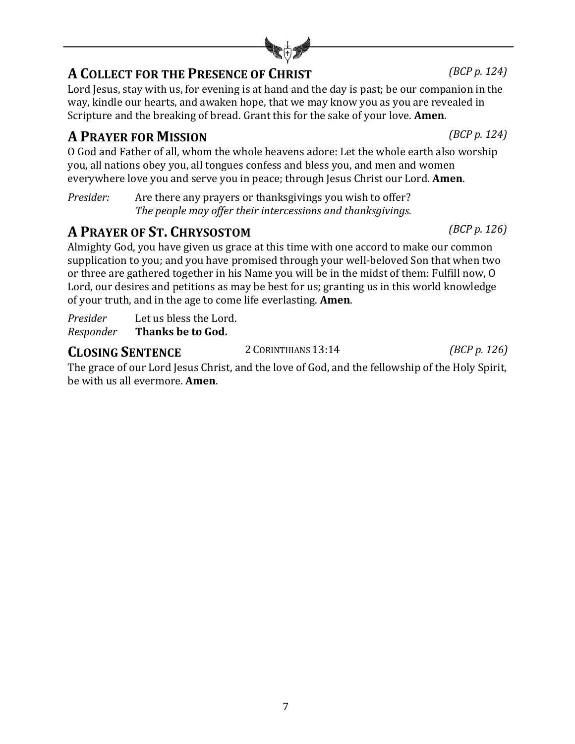## A Collect for the Presence of Christ *(BCP p. 124)*

Lord Jesus, stay with us, for evening is at hand and the day is past; be our companion in the way, kindle our hearts, and awaken hope, that we may know you as you are revealed in Scripture and the breaking of bread. Grant this for the sake of your love. **Amen**.

## A Prayer for Mission *(BCP p. 124)*

O God and Father of all, whom the whole heavens adore: Let the whole earth also worship you, all nations obey you, all tongues confess and bless you, and men and women everywhere love you and serve you in peace; through Jesus Christ our Lord. **Amen**.

*Presider:* Are there any prayers or thanksgivings you wish to offer?
*The people may offer their intercessions and thanksgivings.*

## A Prayer of St. Chrysostom *(BCP p. 126)*

Almighty God, you have given us grace at this time with one accord to make our common supplication to you; and you have promised through your well-beloved Son that when two or three are gathered together in his Name you will be in the midst of them: Fulfill now, O Lord, our desires and petitions as may be best for us; granting us in this world knowledge of your truth, and in the age to come life everlasting. **Amen**.

*Presider* Let us bless the Lord.
*Responder* **Thanks be to God.**

## Closing Sentence 2 Corinthians 13:14 *(BCP p. 126)*

The grace of our Lord Jesus Christ, and the love of God, and the fellowship of the Holy Spirit, be with us all evermore. **Amen**.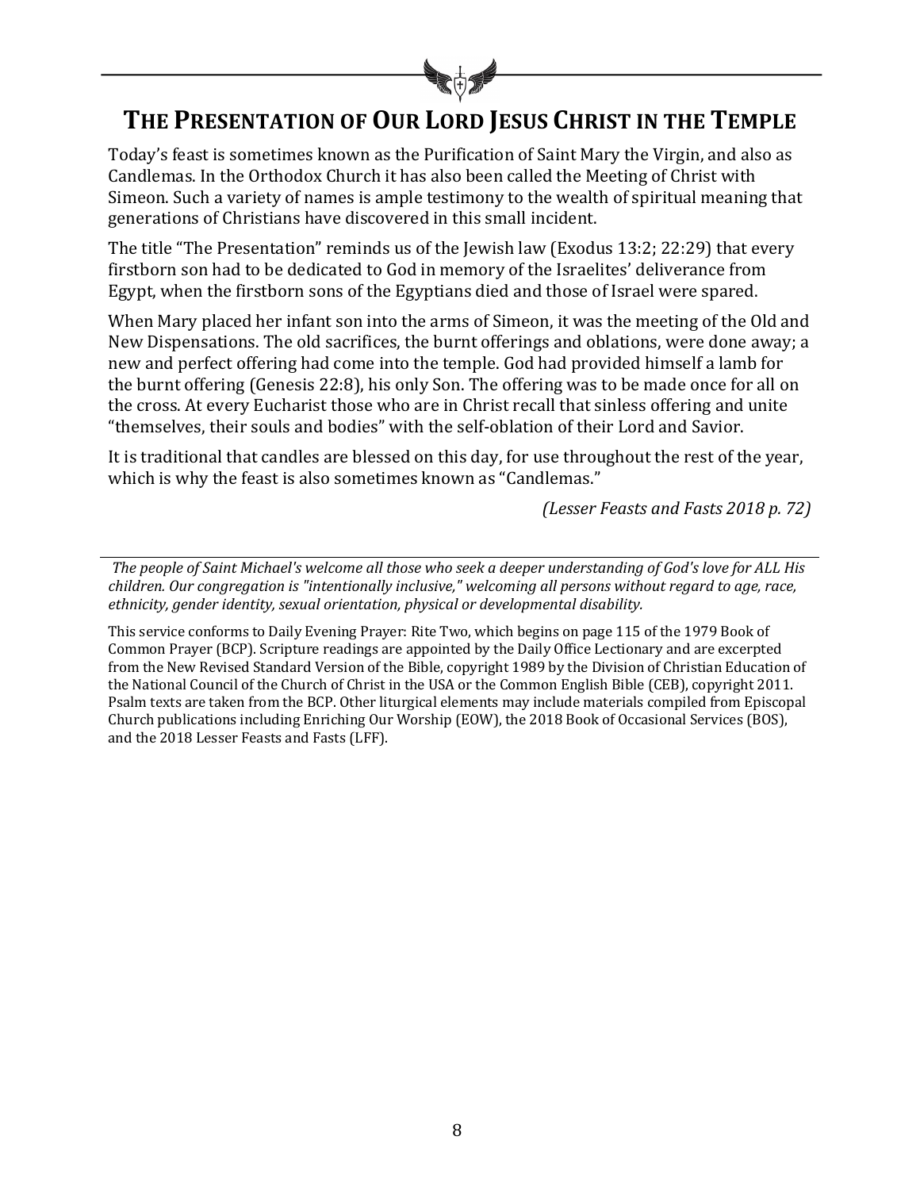# THE PRESENTATION OF OUR LORD JESUS CHRIST IN THE TEMPLE

Today's feast is sometimes known as the Purification of Saint Mary the Virgin, and also as Candlemas. In the Orthodox Church it has also been called the Meeting of Christ with Simeon. Such a variety of names is ample testimony to the wealth of spiritual meaning that generations of Christians have discovered in this small incident.

The title "The Presentation" reminds us of the Jewish law (Exodus 13:2; 22:29) that every firstborn son had to be dedicated to God in memory of the Israelites' deliverance from Egypt, when the firstborn sons of the Egyptians died and those of Israel were spared.

When Mary placed her infant son into the arms of Simeon, it was the meeting of the Old and New Dispensations. The old sacrifices, the burnt offerings and oblations, were done away; a new and perfect offering had come into the temple. God had provided himself a lamb for the burnt offering (Genesis 22:8), his only Son. The offering was to be made once for all on the cross. At every Eucharist those who are in Christ recall that sinless offering and unite "themselves, their souls and bodies" with the self-oblation of their Lord and Savior.

It is traditional that candles are blessed on this day, for use throughout the rest of the year, which is why the feast is also sometimes known as "Candlemas."

*(Lesser Feasts and Fasts 2018 p. 72)*

---

*The people of Saint Michael's welcome all those who seek a deeper understanding of God's love for ALL His children. Our congregation is "intentionally inclusive," welcoming all persons without regard to age, race, ethnicity, gender identity, sexual orientation, physical or developmental disability.*

This service conforms to Daily Evening Prayer: Rite Two, which begins on page 115 of the 1979 Book of Common Prayer (BCP). Scripture readings are appointed by the Daily Office Lectionary and are excerpted from the New Revised Standard Version of the Bible, copyright 1989 by the Division of Christian Education of the National Council of the Church of Christ in the USA or the Common English Bible (CEB), copyright 2011. Psalm texts are taken from the BCP. Other liturgical elements may include materials compiled from Episcopal Church publications including Enriching Our Worship (EOW), the 2018 Book of Occasional Services (BOS), and the 2018 Lesser Feasts and Fasts (LFF).